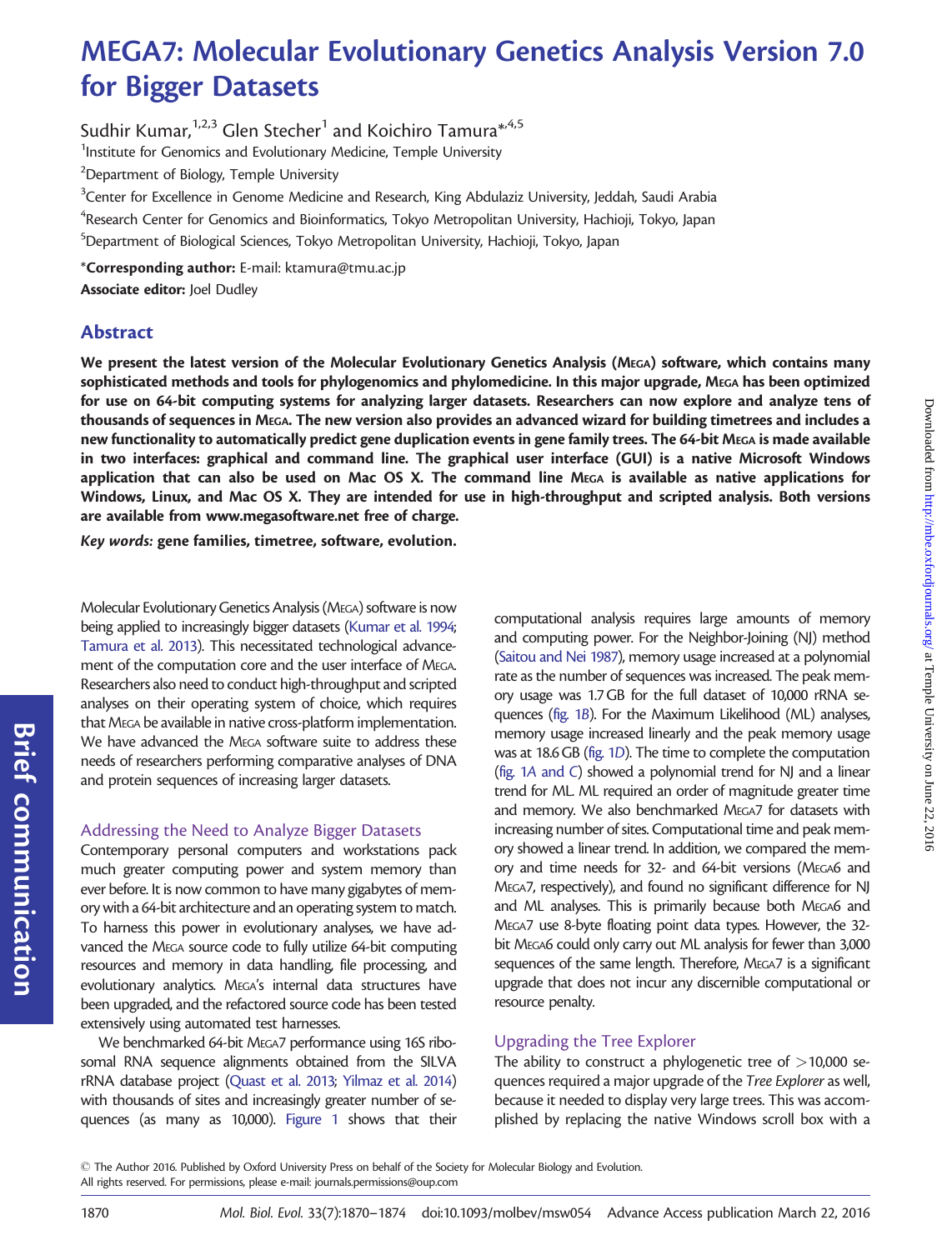# MEGA7: Molecular Evolutionary Genetics Analysis Version 7.0 for Bigger Datasets

Sudhir Kumar,[1,2,3] Glen Stecher[1] and Koichiro Tamura*[,4,5]

[1]Institute for Genomics and Evolutionary Medicine, Temple University

[2]Department of Biology, Temple University

[3]Center for Excellence in Genome Medicine and Research, King Abdulaziz University, Jeddah, Saudi Arabia

[4]Research Center for Genomics and Bioinformatics, Tokyo Metropolitan University, Hachioji, Tokyo, Japan

[5]Department of Biological Sciences, Tokyo Metropolitan University, Hachioji, Tokyo, Japan

***Corresponding author:** E-mail: ktamura@tmu.ac.jp

**Associate editor:** Joel Dudley

## Abstract

**We present the latest version of the Molecular Evolutionary Genetics Analysis (MEGA) software, which contains many sophisticated methods and tools for phylogenomics and phylomedicine. In this major upgrade, MEGA has been optimized for use on 64-bit computing systems for analyzing larger datasets. Researchers can now explore and analyze tens of thousands of sequences in MEGA. The new version also provides an advanced wizard for building timetrees and includes a new functionality to automatically predict gene duplication events in gene family trees. The 64-bit MEGA is made available in two interfaces: graphical and command line. The graphical user interface (GUI) is a native Microsoft Windows application that can also be used on Mac OS X. The command line MEGA is available as native applications for Windows, Linux, and Mac OS X. They are intended for use in high-throughput and scripted analysis. Both versions are available from www.megasoftware.net free of charge.**

***Key words:*** **gene families, timetree, software, evolution.**

Molecular Evolutionary Genetics Analysis (MEGA) software is now being applied to increasingly bigger datasets (Kumar et al. 1994; Tamura et al. 2013). This necessitated technological advancement of the computation core and the user interface of MEGA. Researchers also need to conduct high-throughput and scripted analyses on their operating system of choice, which requires that MEGA be available in native cross-platform implementation. We have advanced the MEGA software suite to address these needs of researchers performing comparative analyses of DNA and protein sequences of increasing larger datasets.

### Addressing the Need to Analyze Bigger Datasets

Contemporary personal computers and workstations pack much greater computing power and system memory than ever before. It is now common to have many gigabytes of memory with a 64-bit architecture and an operating system to match. To harness this power in evolutionary analyses, we have advanced the MEGA source code to fully utilize 64-bit computing resources and memory in data handling, file processing, and evolutionary analytics. MEGA's internal data structures have been upgraded, and the refactored source code has been tested extensively using automated test harnesses.

We benchmarked 64-bit MEGA7 performance using 16S ribosomal RNA sequence alignments obtained from the SILVA rRNA database project (Quast et al. 2013; Yilmaz et al. 2014) with thousands of sites and increasingly greater number of sequences (as many as 10,000). Figure 1 shows that their computational analysis requires large amounts of memory and computing power. For the Neighbor-Joining (NJ) method (Saitou and Nei 1987), memory usage increased at a polynomial rate as the number of sequences was increased. The peak memory usage was 1.7 GB for the full dataset of 10,000 rRNA sequences (fig. 1*B*). For the Maximum Likelihood (ML) analyses, memory usage increased linearly and the peak memory usage was at 18.6 GB (fig. 1*D*). The time to complete the computation (fig. 1*A* and *C*) showed a polynomial trend for NJ and a linear trend for ML. ML required an order of magnitude greater time and memory. We also benchmarked MEGA7 for datasets with increasing number of sites. Computational time and peak memory showed a linear trend. In addition, we compared the memory and time needs for 32- and 64-bit versions (MEGA6 and MEGA7, respectively), and found no significant difference for NJ and ML analyses. This is primarily because both MEGA6 and MEGA7 use 8-byte floating point data types. However, the 32-bit MEGA6 could only carry out ML analysis for fewer than 3,000 sequences of the same length. Therefore, MEGA7 is a significant upgrade that does not incur any discernible computational or resource penalty.

### Upgrading the Tree Explorer

The ability to construct a phylogenetic tree of >10,000 sequences required a major upgrade of the *Tree Explorer* as well, because it needed to display very large trees. This was accomplished by replacing the native Windows scroll box with a

© The Author 2016. Published by Oxford University Press on behalf of the Society for Molecular Biology and Evolution. All rights reserved. For permissions, please e-mail: journals.permissions@oup.com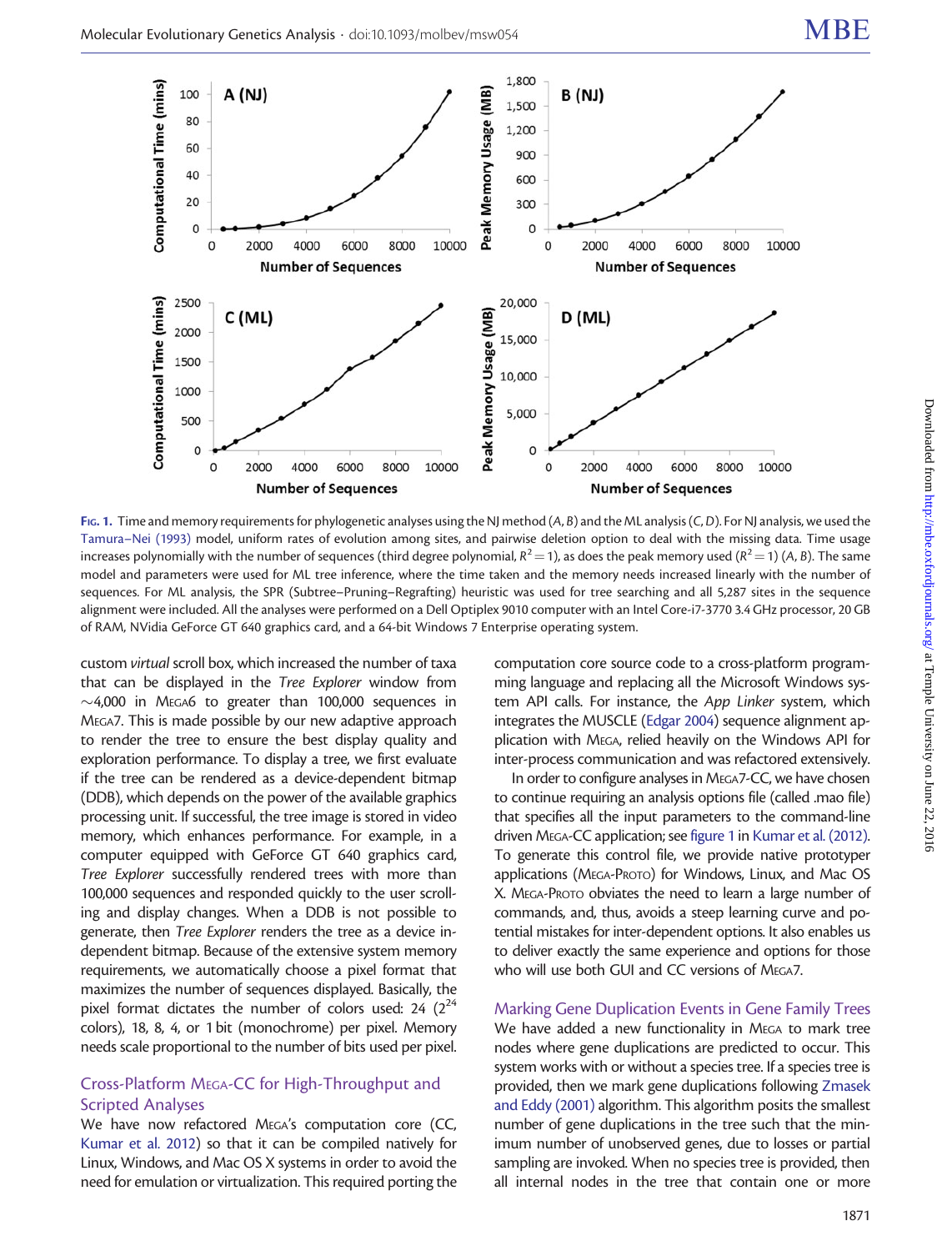FIG. 1. Time and memory requirements for phylogenetic analyses using the NJ method (*A*, *B*) and the ML analysis (*C*, *D*). For NJ analysis, we used the Tamura–Nei (1993) model, uniform rates of evolution among sites, and pairwise deletion option to deal with the missing data. Time usage increases polynomially with the number of sequences (third degree polynomial, $R^2 = 1$), as does the peak memory used ($R^2 = 1$) (*A*, *B*). The same model and parameters were used for ML tree inference, where the time taken and the memory needs increased linearly with the number of sequences. For ML analysis, the SPR (Subtree–Pruning–Regrafting) heuristic was used for tree searching and all 5,287 sites in the sequence alignment were included. All the analyses were performed on a Dell Optiplex 9010 computer with an Intel Core-i7-3770 3.4 GHz processor, 20 GB of RAM, NVidia GeForce GT 640 graphics card, and a 64-bit Windows 7 Enterprise operating system.

custom *virtual* scroll box, which increased the number of taxa that can be displayed in the *Tree Explorer* window from ~4,000 in MEGA6 to greater than 100,000 sequences in MEGA7. This is made possible by our new adaptive approach to render the tree to ensure the best display quality and exploration performance. To display a tree, we first evaluate if the tree can be rendered as a device-dependent bitmap (DDB), which depends on the power of the available graphics processing unit. If successful, the tree image is stored in video memory, which enhances performance. For example, in a computer equipped with GeForce GT 640 graphics card, *Tree Explorer* successfully rendered trees with more than 100,000 sequences and responded quickly to the user scrolling and display changes. When a DDB is not possible to generate, then *Tree Explorer* renders the tree as a device independent bitmap. Because of the extensive system memory requirements, we automatically choose a pixel format that maximizes the number of sequences displayed. Basically, the pixel format dictates the number of colors used: 24 ($2^{24}$ colors), 18, 8, 4, or 1 bit (monochrome) per pixel. Memory needs scale proportional to the number of bits used per pixel.

## Cross-Platform MEGA-CC for High-Throughput and Scripted Analyses

We have now refactored MEGA's computation core (CC, Kumar et al. 2012) so that it can be compiled natively for Linux, Windows, and Mac OS X systems in order to avoid the need for emulation or virtualization. This required porting the computation core source code to a cross-platform programming language and replacing all the Microsoft Windows system API calls. For instance, the *App Linker* system, which integrates the MUSCLE (Edgar 2004) sequence alignment application with MEGA, relied heavily on the Windows API for inter-process communication and was refactored extensively.

In order to configure analyses in MEGA7-CC, we have chosen to continue requiring an analysis options file (called .mao file) that specifies all the input parameters to the command-line driven MEGA-CC application; see figure 1 in Kumar et al. (2012). To generate this control file, we provide native prototyper applications (MEGA-PROTO) for Windows, Linux, and Mac OS X. MEGA-PROTO obviates the need to learn a large number of commands, and, thus, avoids a steep learning curve and potential mistakes for inter-dependent options. It also enables us to deliver exactly the same experience and options for those who will use both GUI and CC versions of MEGA7.

## Marking Gene Duplication Events in Gene Family Trees

We have added a new functionality in MEGA to mark tree nodes where gene duplications are predicted to occur. This system works with or without a species tree. If a species tree is provided, then we mark gene duplications following Zmasek and Eddy (2001) algorithm. This algorithm posits the smallest number of gene duplications in the tree such that the minimum number of unobserved genes, due to losses or partial sampling are invoked. When no species tree is provided, then all internal nodes in the tree that contain one or more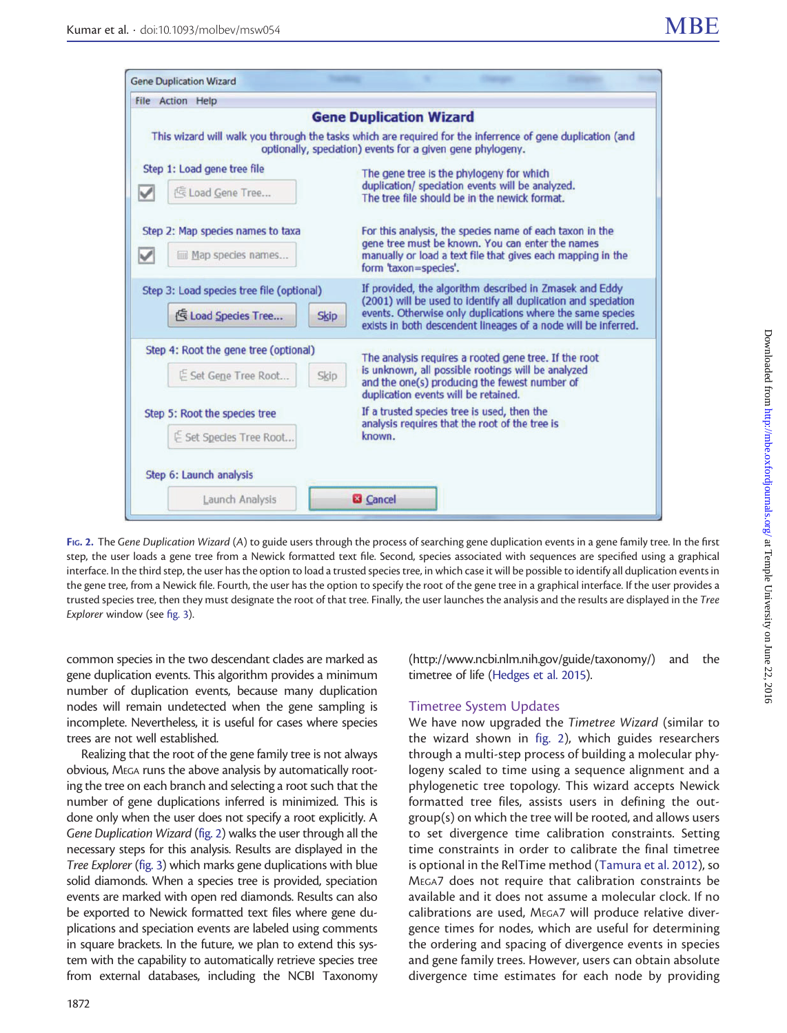Fig. 2. The *Gene Duplication Wizard* (*A*) to guide users through the process of searching gene duplication events in a gene family tree. In the first step, the user loads a gene tree from a Newick formatted text file. Second, species associated with sequences are specified using a graphical interface. In the third step, the user has the option to load a trusted species tree, in which case it will be possible to identify all duplication events in the gene tree, from a Newick file. Fourth, the user has the option to specify the root of the gene tree in a graphical interface. If the user provides a trusted species tree, then they must designate the root of that tree. Finally, the user launches the analysis and the results are displayed in the *Tree Explorer* window (see fig. 3).

common species in the two descendant clades are marked as gene duplication events. This algorithm provides a minimum number of duplication events, because many duplication nodes will remain undetected when the gene sampling is incomplete. Nevertheless, it is useful for cases where species trees are not well established.

Realizing that the root of the gene family tree is not always obvious, MEGA runs the above analysis by automatically rooting the tree on each branch and selecting a root such that the number of gene duplications inferred is minimized. This is done only when the user does not specify a root explicitly. A *Gene Duplication Wizard* (fig. 2) walks the user through all the necessary steps for this analysis. Results are displayed in the *Tree Explorer* (fig. 3) which marks gene duplications with blue solid diamonds. When a species tree is provided, speciation events are marked with open red diamonds. Results can also be exported to Newick formatted text files where gene duplications and speciation events are labeled using comments in square brackets. In the future, we plan to extend this system with the capability to automatically retrieve species tree from external databases, including the NCBI Taxonomy (http://www.ncbi.nlm.nih.gov/guide/taxonomy/) and the timetree of life (Hedges et al. 2015).

## Timetree System Updates

We have now upgraded the *Timetree Wizard* (similar to the wizard shown in fig. 2), which guides researchers through a multi-step process of building a molecular phylogeny scaled to time using a sequence alignment and a phylogenetic tree topology. This wizard accepts Newick formatted tree files, assists users in defining the outgroup(s) on which the tree will be rooted, and allows users to set divergence time calibration constraints. Setting time constraints in order to calibrate the final timetree is optional in the RelTime method (Tamura et al. 2012), so MEGA7 does not require that calibration constraints be available and it does not assume a molecular clock. If no calibrations are used, MEGA7 will produce relative divergence times for nodes, which are useful for determining the ordering and spacing of divergence events in species and gene family trees. However, users can obtain absolute divergence time estimates for each node by providing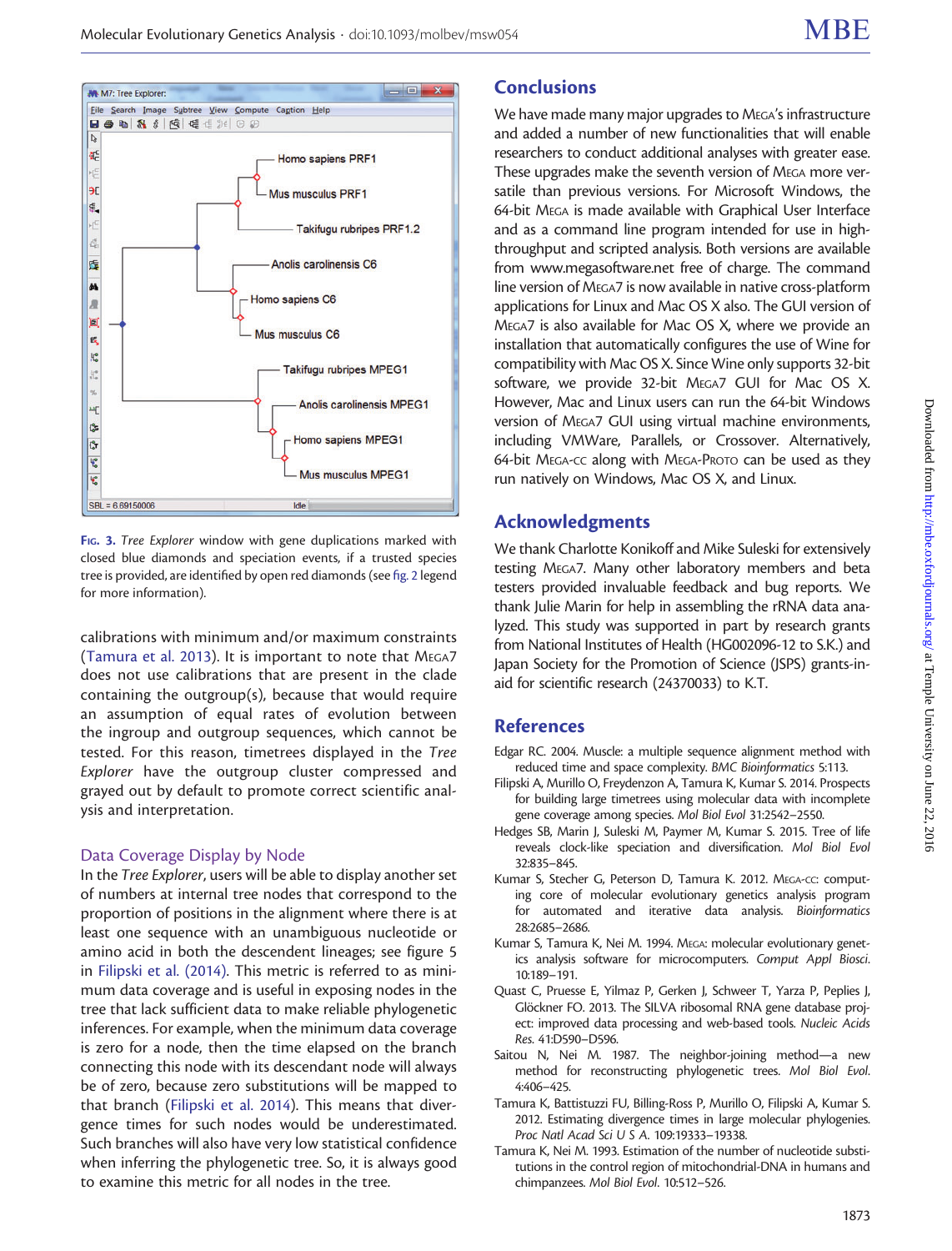**Fig. 3.** *Tree Explorer* window with gene duplications marked with closed blue diamonds and speciation events, if a trusted species tree is provided, are identified by open red diamonds (see fig. 2 legend for more information).

calibrations with minimum and/or maximum constraints (Tamura et al. 2013). It is important to note that MEGA7 does not use calibrations that are present in the clade containing the outgroup(s), because that would require an assumption of equal rates of evolution between the ingroup and outgroup sequences, which cannot be tested. For this reason, timetrees displayed in the *Tree Explorer* have the outgroup cluster compressed and grayed out by default to promote correct scientific analysis and interpretation.

### Data Coverage Display by Node

In the *Tree Explorer*, users will be able to display another set of numbers at internal tree nodes that correspond to the proportion of positions in the alignment where there is at least one sequence with an unambiguous nucleotide or amino acid in both the descendent lineages; see figure 5 in Filipski et al. (2014). This metric is referred to as minimum data coverage and is useful in exposing nodes in the tree that lack sufficient data to make reliable phylogenetic inferences. For example, when the minimum data coverage is zero for a node, then the time elapsed on the branch connecting this node with its descendant node will always be of zero, because zero substitutions will be mapped to that branch (Filipski et al. 2014). This means that divergence times for such nodes would be underestimated. Such branches will also have very low statistical confidence when inferring the phylogenetic tree. So, it is always good to examine this metric for all nodes in the tree.

## Conclusions

We have made many major upgrades to MEGA's infrastructure and added a number of new functionalities that will enable researchers to conduct additional analyses with greater ease. These upgrades make the seventh version of MEGA more versatile than previous versions. For Microsoft Windows, the 64-bit MEGA is made available with Graphical User Interface and as a command line program intended for use in high-throughput and scripted analysis. Both versions are available from www.megasoftware.net free of charge. The command line version of MEGA7 is now available in native cross-platform applications for Linux and Mac OS X also. The GUI version of MEGA7 is also available for Mac OS X, where we provide an installation that automatically configures the use of Wine for compatibility with Mac OS X. Since Wine only supports 32-bit software, we provide 32-bit MEGA7 GUI for Mac OS X. However, Mac and Linux users can run the 64-bit Windows version of MEGA7 GUI using virtual machine environments, including VMWare, Parallels, or Crossover. Alternatively, 64-bit MEGA-CC along with MEGA-PROTO can be used as they run natively on Windows, Mac OS X, and Linux.

## Acknowledgments

We thank Charlotte Konikoff and Mike Suleski for extensively testing MEGA7. Many other laboratory members and beta testers provided invaluable feedback and bug reports. We thank Julie Marin for help in assembling the rRNA data analyzed. This study was supported in part by research grants from National Institutes of Health (HG002096-12 to S.K.) and Japan Society for the Promotion of Science (JSPS) grants-in-aid for scientific research (24370033) to K.T.

## References

Edgar RC. 2004. Muscle: a multiple sequence alignment method with reduced time and space complexity. *BMC Bioinformatics* 5:113.

Filipski A, Murillo O, Freydenzon A, Tamura K, Kumar S. 2014. Prospects for building large timetrees using molecular data with incomplete gene coverage among species. *Mol Biol Evol* 31:2542–2550.

Hedges SB, Marin J, Suleski M, Paymer M, Kumar S. 2015. Tree of life reveals clock-like speciation and diversification. *Mol Biol Evol* 32:835–845.

Kumar S, Stecher G, Peterson D, Tamura K. 2012. MEGA-CC: computing core of molecular evolutionary genetics analysis program for automated and iterative data analysis. *Bioinformatics* 28:2685–2686.

Kumar S, Tamura K, Nei M. 1994. MEGA: molecular evolutionary genetics analysis software for microcomputers. *Comput Appl Biosci.* 10:189–191.

Quast C, Pruesse E, Yilmaz P, Gerken J, Schweer T, Yarza P, Peplies J, Glöckner FO. 2013. The SILVA ribosomal RNA gene database project: improved data processing and web-based tools. *Nucleic Acids Res.* 41:D590–D596.

Saitou N, Nei M. 1987. The neighbor-joining method—a new method for reconstructing phylogenetic trees. *Mol Biol Evol.* 4:406–425.

Tamura K, Battistuzzi FU, Billing-Ross P, Murillo O, Filipski A, Kumar S. 2012. Estimating divergence times in large molecular phylogenies. *Proc Natl Acad Sci U S A.* 109:19333–19338.

Tamura K, Nei M. 1993. Estimation of the number of nucleotide substitutions in the control region of mitochondrial-DNA in humans and chimpanzees. *Mol Biol Evol.* 10:512–526.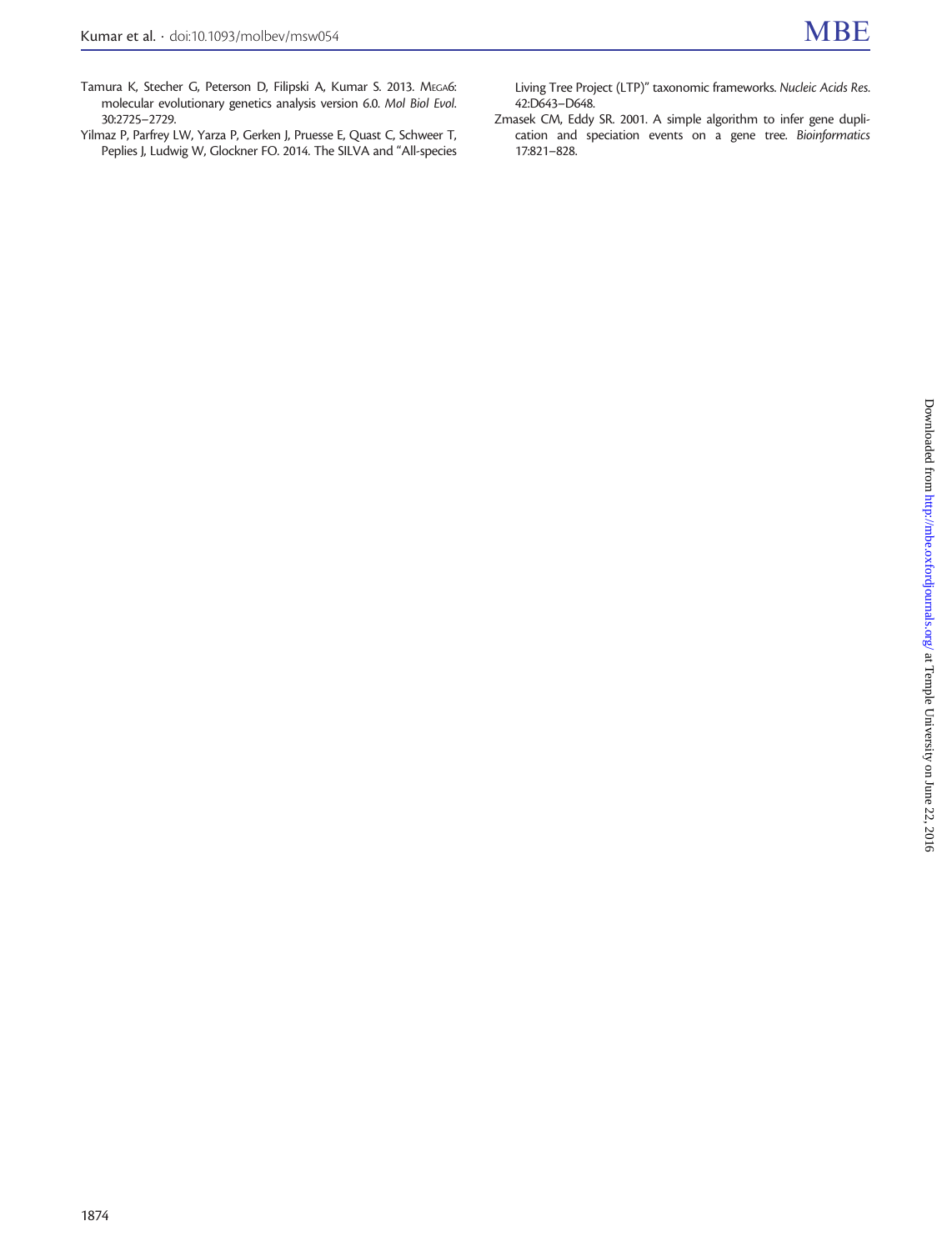Tamura K, Stecher G, Peterson D, Filipski A, Kumar S. 2013. MEGA6: molecular evolutionary genetics analysis version 6.0. *Mol Biol Evol.* 30:2725–2729.

Yilmaz P, Parfrey LW, Yarza P, Gerken J, Pruesse E, Quast C, Schweer T, Peplies J, Ludwig W, Glockner FO. 2014. The SILVA and "All-species Living Tree Project (LTP)" taxonomic frameworks. *Nucleic Acids Res.* 42:D643–D648.

Zmasek CM, Eddy SR. 2001. A simple algorithm to infer gene duplication and speciation events on a gene tree. *Bioinformatics* 17:821–828.